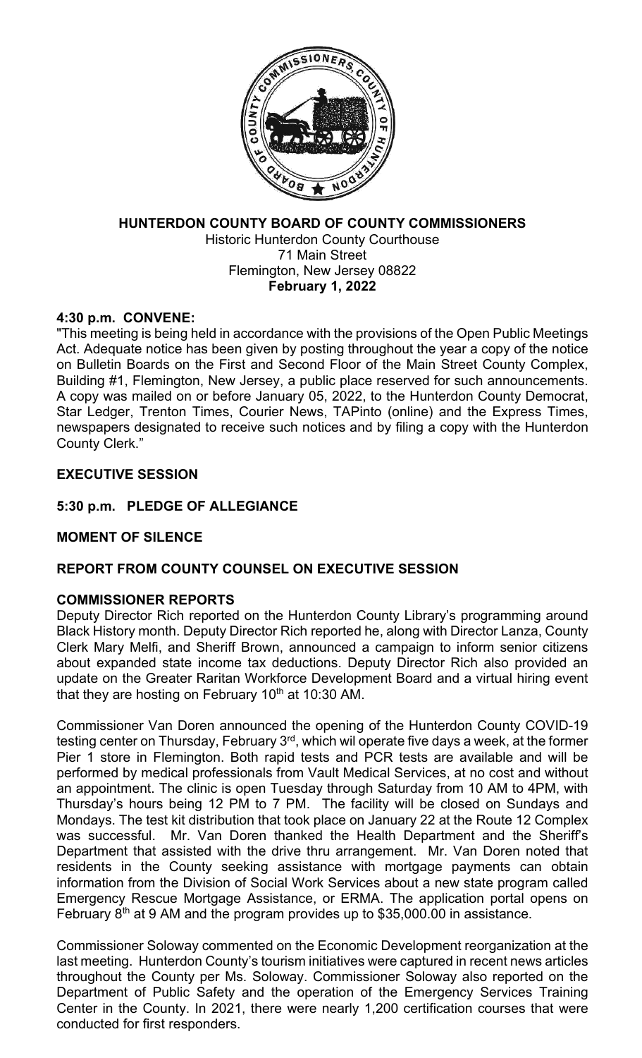**HUNTERDON COUNTY BOARD OF COUNTY COMMISSIONERS**
Historic Hunterdon County Courthouse
71 Main Street
Flemington, New Jersey 08822
**February 1, 2022**

**4:30 p.m. CONVENE:**

"This meeting is being held in accordance with the provisions of the Open Public Meetings Act. Adequate notice has been given by posting throughout the year a copy of the notice on Bulletin Boards on the First and Second Floor of the Main Street County Complex, Building #1, Flemington, New Jersey, a public place reserved for such announcements. A copy was mailed on or before January 05, 2022, to the Hunterdon County Democrat, Star Ledger, Trenton Times, Courier News, TAPinto (online) and the Express Times, newspapers designated to receive such notices and by filing a copy with the Hunterdon County Clerk."

**EXECUTIVE SESSION**

**5:30 p.m. PLEDGE OF ALLEGIANCE**

**MOMENT OF SILENCE**

**REPORT FROM COUNTY COUNSEL ON EXECUTIVE SESSION**

**COMMISSIONER REPORTS**

Deputy Director Rich reported on the Hunterdon County Library's programming around Black History month. Deputy Director Rich reported he, along with Director Lanza, County Clerk Mary Melfi, and Sheriff Brown, announced a campaign to inform senior citizens about expanded state income tax deductions. Deputy Director Rich also provided an update on the Greater Raritan Workforce Development Board and a virtual hiring event that they are hosting on February 10th at 10:30 AM.

Commissioner Van Doren announced the opening of the Hunterdon County COVID-19 testing center on Thursday, February 3rd, which wil operate five days a week, at the former Pier 1 store in Flemington. Both rapid tests and PCR tests are available and will be performed by medical professionals from Vault Medical Services, at no cost and without an appointment. The clinic is open Tuesday through Saturday from 10 AM to 4PM, with Thursday's hours being 12 PM to 7 PM. The facility will be closed on Sundays and Mondays. The test kit distribution that took place on January 22 at the Route 12 Complex was successful. Mr. Van Doren thanked the Health Department and the Sheriff's Department that assisted with the drive thru arrangement. Mr. Van Doren noted that residents in the County seeking assistance with mortgage payments can obtain information from the Division of Social Work Services about a new state program called Emergency Rescue Mortgage Assistance, or ERMA. The application portal opens on February 8th at 9 AM and the program provides up to $35,000.00 in assistance.

Commissioner Soloway commented on the Economic Development reorganization at the last meeting. Hunterdon County's tourism initiatives were captured in recent news articles throughout the County per Ms. Soloway. Commissioner Soloway also reported on the Department of Public Safety and the operation of the Emergency Services Training Center in the County. In 2021, there were nearly 1,200 certification courses that were conducted for first responders.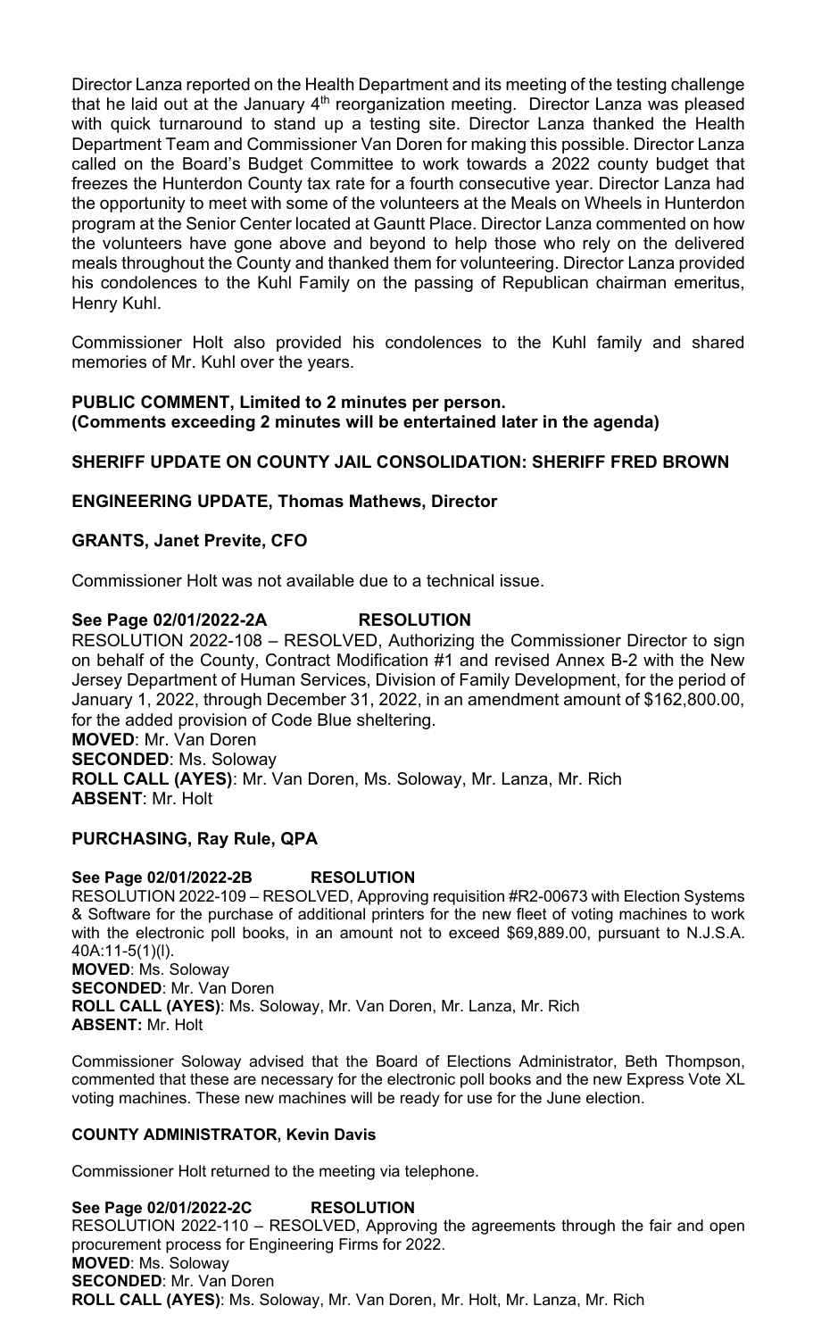Director Lanza reported on the Health Department and its meeting of the testing challenge that he laid out at the January 4th reorganization meeting. Director Lanza was pleased with quick turnaround to stand up a testing site. Director Lanza thanked the Health Department Team and Commissioner Van Doren for making this possible. Director Lanza called on the Board's Budget Committee to work towards a 2022 county budget that freezes the Hunterdon County tax rate for a fourth consecutive year. Director Lanza had the opportunity to meet with some of the volunteers at the Meals on Wheels in Hunterdon program at the Senior Center located at Gauntt Place. Director Lanza commented on how the volunteers have gone above and beyond to help those who rely on the delivered meals throughout the County and thanked them for volunteering. Director Lanza provided his condolences to the Kuhl Family on the passing of Republican chairman emeritus, Henry Kuhl.

Commissioner Holt also provided his condolences to the Kuhl family and shared memories of Mr. Kuhl over the years.

**PUBLIC COMMENT, Limited to 2 minutes per person.**
**(Comments exceeding 2 minutes will be entertained later in the agenda)**

**SHERIFF UPDATE ON COUNTY JAIL CONSOLIDATION: SHERIFF FRED BROWN**

**ENGINEERING UPDATE, Thomas Mathews, Director**

**GRANTS, Janet Previte, CFO**

Commissioner Holt was not available due to a technical issue.

**See Page 02/01/2022-2A RESOLUTION**

RESOLUTION 2022-108 – RESOLVED, Authorizing the Commissioner Director to sign on behalf of the County, Contract Modification #1 and revised Annex B-2 with the New Jersey Department of Human Services, Division of Family Development, for the period of January 1, 2022, through December 31, 2022, in an amendment amount of $162,800.00, for the added provision of Code Blue sheltering.
**MOVED**: Mr. Van Doren
**SECONDED**: Ms. Soloway
**ROLL CALL (AYES)**: Mr. Van Doren, Ms. Soloway, Mr. Lanza, Mr. Rich
**ABSENT**: Mr. Holt

**PURCHASING, Ray Rule, QPA**

**See Page 02/01/2022-2B RESOLUTION**

RESOLUTION 2022-109 – RESOLVED, Approving requisition #R2-00673 with Election Systems & Software for the purchase of additional printers for the new fleet of voting machines to work with the electronic poll books, in an amount not to exceed $69,889.00, pursuant to N.J.S.A. 40A:11-5(1)(l).
**MOVED**: Ms. Soloway
**SECONDED**: Mr. Van Doren
**ROLL CALL (AYES)**: Ms. Soloway, Mr. Van Doren, Mr. Lanza, Mr. Rich
**ABSENT:** Mr. Holt

Commissioner Soloway advised that the Board of Elections Administrator, Beth Thompson, commented that these are necessary for the electronic poll books and the new Express Vote XL voting machines. These new machines will be ready for use for the June election.

**COUNTY ADMINISTRATOR, Kevin Davis**

Commissioner Holt returned to the meeting via telephone.

**See Page 02/01/2022-2C RESOLUTION**

RESOLUTION 2022-110 – RESOLVED, Approving the agreements through the fair and open procurement process for Engineering Firms for 2022.
**MOVED**: Ms. Soloway
**SECONDED**: Mr. Van Doren
**ROLL CALL (AYES)**: Ms. Soloway, Mr. Van Doren, Mr. Holt, Mr. Lanza, Mr. Rich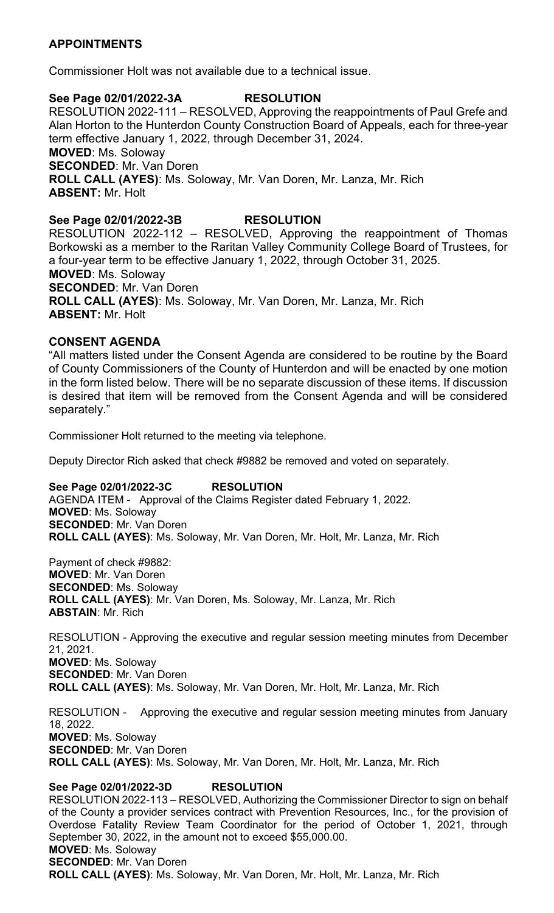## APPOINTMENTS

Commissioner Holt was not available due to a technical issue.

**See Page 02/01/2022-3A RESOLUTION**

RESOLUTION 2022-111 – RESOLVED, Approving the reappointments of Paul Grefe and Alan Horton to the Hunterdon County Construction Board of Appeals, each for three-year term effective January 1, 2022, through December 31, 2024.

**MOVED**: Ms. Soloway
**SECONDED**: Mr. Van Doren
**ROLL CALL (AYES)**: Ms. Soloway, Mr. Van Doren, Mr. Lanza, Mr. Rich
**ABSENT:** Mr. Holt

**See Page 02/01/2022-3B RESOLUTION**

RESOLUTION 2022-112 – RESOLVED, Approving the reappointment of Thomas Borkowski as a member to the Raritan Valley Community College Board of Trustees, for a four-year term to be effective January 1, 2022, through October 31, 2025.

**MOVED**: Ms. Soloway
**SECONDED**: Mr. Van Doren
**ROLL CALL (AYES)**: Ms. Soloway, Mr. Van Doren, Mr. Lanza, Mr. Rich
**ABSENT:** Mr. Holt

## CONSENT AGENDA

"All matters listed under the Consent Agenda are considered to be routine by the Board of County Commissioners of the County of Hunterdon and will be enacted by one motion in the form listed below. There will be no separate discussion of these items. If discussion is desired that item will be removed from the Consent Agenda and will be considered separately."

Commissioner Holt returned to the meeting via telephone.

Deputy Director Rich asked that check #9882 be removed and voted on separately.

**See Page 02/01/2022-3C RESOLUTION**

AGENDA ITEM - Approval of the Claims Register dated February 1, 2022.

**MOVED**: Ms. Soloway
**SECONDED**: Mr. Van Doren
**ROLL CALL (AYES)**: Ms. Soloway, Mr. Van Doren, Mr. Holt, Mr. Lanza, Mr. Rich

Payment of check #9882:

**MOVED**: Mr. Van Doren
**SECONDED**: Ms. Soloway
**ROLL CALL (AYES)**: Mr. Van Doren, Ms. Soloway, Mr. Lanza, Mr. Rich
**ABSTAIN**: Mr. Rich

RESOLUTION - Approving the executive and regular session meeting minutes from December 21, 2021.

**MOVED**: Ms. Soloway
**SECONDED**: Mr. Van Doren
**ROLL CALL (AYES)**: Ms. Soloway, Mr. Van Doren, Mr. Holt, Mr. Lanza, Mr. Rich

RESOLUTION - Approving the executive and regular session meeting minutes from January 18, 2022.

**MOVED**: Ms. Soloway
**SECONDED**: Mr. Van Doren
**ROLL CALL (AYES)**: Ms. Soloway, Mr. Van Doren, Mr. Holt, Mr. Lanza, Mr. Rich

**See Page 02/01/2022-3D RESOLUTION**

RESOLUTION 2022-113 – RESOLVED, Authorizing the Commissioner Director to sign on behalf of the County a provider services contract with Prevention Resources, Inc., for the provision of Overdose Fatality Review Team Coordinator for the period of October 1, 2021, through September 30, 2022, in the amount not to exceed $55,000.00.

**MOVED**: Ms. Soloway
**SECONDED**: Mr. Van Doren
**ROLL CALL (AYES)**: Ms. Soloway, Mr. Van Doren, Mr. Holt, Mr. Lanza, Mr. Rich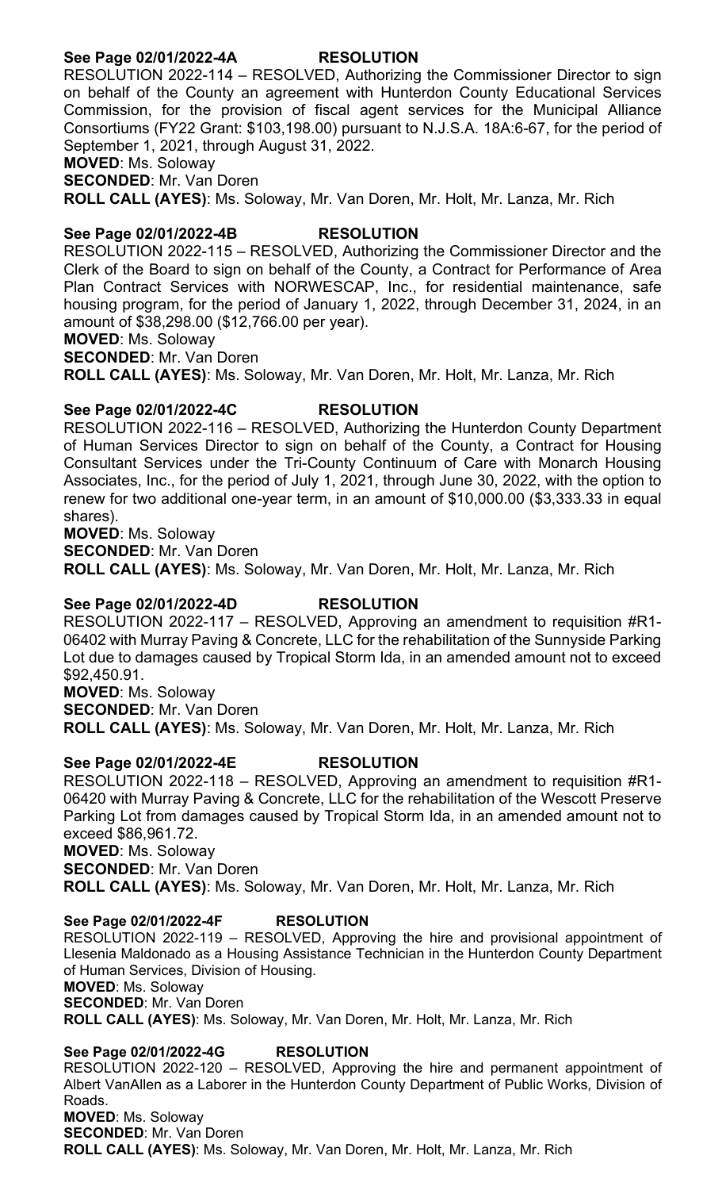**See Page 02/01/2022-4A RESOLUTION**

RESOLUTION 2022-114 – RESOLVED, Authorizing the Commissioner Director to sign on behalf of the County an agreement with Hunterdon County Educational Services Commission, for the provision of fiscal agent services for the Municipal Alliance Consortiums (FY22 Grant: $103,198.00) pursuant to N.J.S.A. 18A:6-67, for the period of September 1, 2021, through August 31, 2022.

**MOVED**: Ms. Soloway
**SECONDED**: Mr. Van Doren
**ROLL CALL (AYES)**: Ms. Soloway, Mr. Van Doren, Mr. Holt, Mr. Lanza, Mr. Rich

**See Page 02/01/2022-4B RESOLUTION**

RESOLUTION 2022-115 – RESOLVED, Authorizing the Commissioner Director and the Clerk of the Board to sign on behalf of the County, a Contract for Performance of Area Plan Contract Services with NORWESCAP, Inc., for residential maintenance, safe housing program, for the period of January 1, 2022, through December 31, 2024, in an amount of $38,298.00 ($12,766.00 per year).

**MOVED**: Ms. Soloway
**SECONDED**: Mr. Van Doren
**ROLL CALL (AYES)**: Ms. Soloway, Mr. Van Doren, Mr. Holt, Mr. Lanza, Mr. Rich

**See Page 02/01/2022-4C RESOLUTION**

RESOLUTION 2022-116 – RESOLVED, Authorizing the Hunterdon County Department of Human Services Director to sign on behalf of the County, a Contract for Housing Consultant Services under the Tri-County Continuum of Care with Monarch Housing Associates, Inc., for the period of July 1, 2021, through June 30, 2022, with the option to renew for two additional one-year term, in an amount of $10,000.00 ($3,333.33 in equal shares).

**MOVED**: Ms. Soloway
**SECONDED**: Mr. Van Doren
**ROLL CALL (AYES)**: Ms. Soloway, Mr. Van Doren, Mr. Holt, Mr. Lanza, Mr. Rich

**See Page 02/01/2022-4D RESOLUTION**

RESOLUTION 2022-117 – RESOLVED, Approving an amendment to requisition #R1-06402 with Murray Paving & Concrete, LLC for the rehabilitation of the Sunnyside Parking Lot due to damages caused by Tropical Storm Ida, in an amended amount not to exceed $92,450.91.

**MOVED**: Ms. Soloway
**SECONDED**: Mr. Van Doren
**ROLL CALL (AYES)**: Ms. Soloway, Mr. Van Doren, Mr. Holt, Mr. Lanza, Mr. Rich

**See Page 02/01/2022-4E RESOLUTION**

RESOLUTION 2022-118 – RESOLVED, Approving an amendment to requisition #R1-06420 with Murray Paving & Concrete, LLC for the rehabilitation of the Wescott Preserve Parking Lot from damages caused by Tropical Storm Ida, in an amended amount not to exceed $86,961.72.

**MOVED**: Ms. Soloway
**SECONDED**: Mr. Van Doren
**ROLL CALL (AYES)**: Ms. Soloway, Mr. Van Doren, Mr. Holt, Mr. Lanza, Mr. Rich

**See Page 02/01/2022-4F RESOLUTION**

RESOLUTION 2022-119 – RESOLVED, Approving the hire and provisional appointment of Llesenia Maldonado as a Housing Assistance Technician in the Hunterdon County Department of Human Services, Division of Housing.

**MOVED**: Ms. Soloway
**SECONDED**: Mr. Van Doren
**ROLL CALL (AYES)**: Ms. Soloway, Mr. Van Doren, Mr. Holt, Mr. Lanza, Mr. Rich

**See Page 02/01/2022-4G RESOLUTION**

RESOLUTION 2022-120 – RESOLVED, Approving the hire and permanent appointment of Albert VanAllen as a Laborer in the Hunterdon County Department of Public Works, Division of Roads.

**MOVED**: Ms. Soloway
**SECONDED**: Mr. Van Doren
**ROLL CALL (AYES)**: Ms. Soloway, Mr. Van Doren, Mr. Holt, Mr. Lanza, Mr. Rich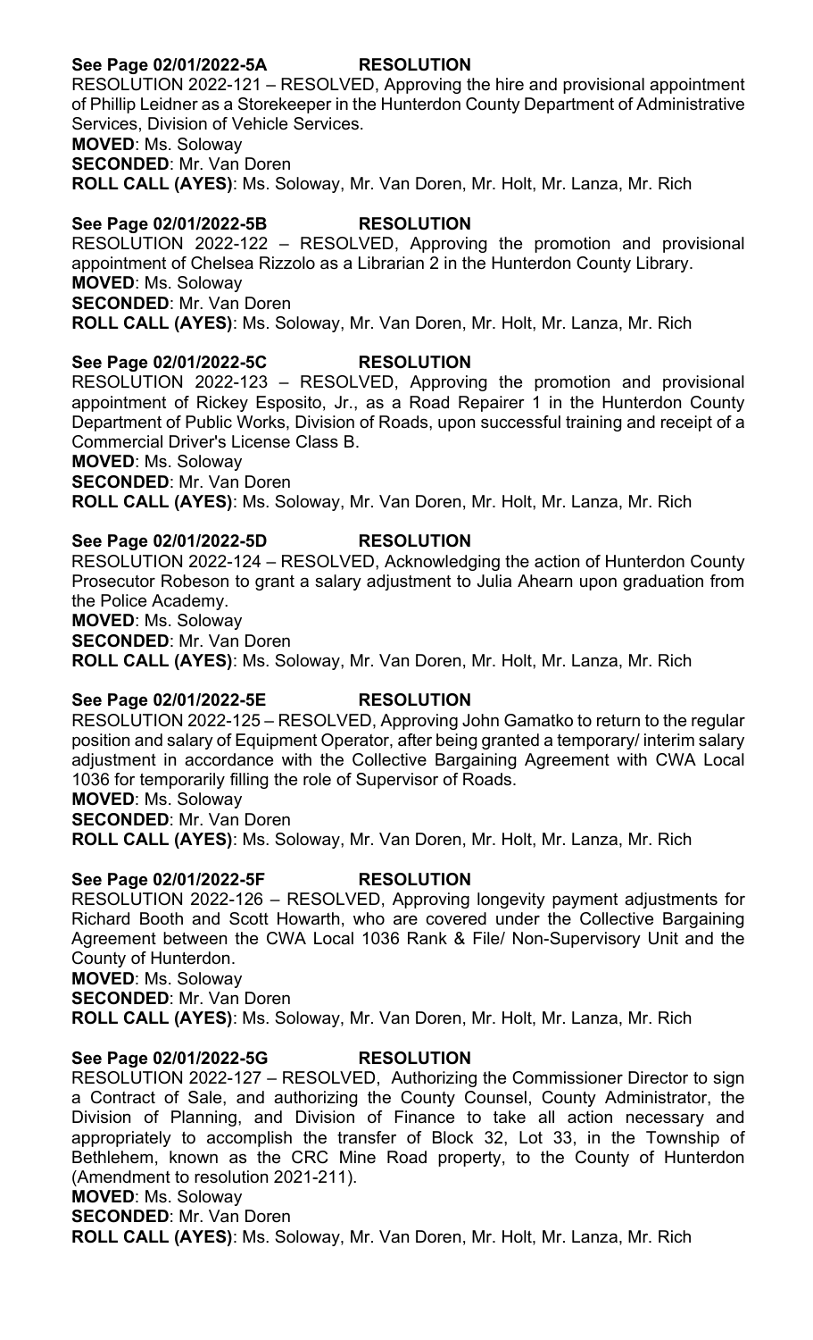**See Page 02/01/2022-5A RESOLUTION**

RESOLUTION 2022-121 – RESOLVED, Approving the hire and provisional appointment of Phillip Leidner as a Storekeeper in the Hunterdon County Department of Administrative Services, Division of Vehicle Services.

**MOVED**: Ms. Soloway
**SECONDED**: Mr. Van Doren
**ROLL CALL (AYES)**: Ms. Soloway, Mr. Van Doren, Mr. Holt, Mr. Lanza, Mr. Rich

**See Page 02/01/2022-5B RESOLUTION**

RESOLUTION 2022-122 – RESOLVED, Approving the promotion and provisional appointment of Chelsea Rizzolo as a Librarian 2 in the Hunterdon County Library.

**MOVED**: Ms. Soloway
**SECONDED**: Mr. Van Doren
**ROLL CALL (AYES)**: Ms. Soloway, Mr. Van Doren, Mr. Holt, Mr. Lanza, Mr. Rich

**See Page 02/01/2022-5C RESOLUTION**

RESOLUTION 2022-123 – RESOLVED, Approving the promotion and provisional appointment of Rickey Esposito, Jr., as a Road Repairer 1 in the Hunterdon County Department of Public Works, Division of Roads, upon successful training and receipt of a Commercial Driver's License Class B.

**MOVED**: Ms. Soloway
**SECONDED**: Mr. Van Doren
**ROLL CALL (AYES)**: Ms. Soloway, Mr. Van Doren, Mr. Holt, Mr. Lanza, Mr. Rich

**See Page 02/01/2022-5D RESOLUTION**

RESOLUTION 2022-124 – RESOLVED, Acknowledging the action of Hunterdon County Prosecutor Robeson to grant a salary adjustment to Julia Ahearn upon graduation from the Police Academy.

**MOVED**: Ms. Soloway
**SECONDED**: Mr. Van Doren
**ROLL CALL (AYES)**: Ms. Soloway, Mr. Van Doren, Mr. Holt, Mr. Lanza, Mr. Rich

**See Page 02/01/2022-5E RESOLUTION**

RESOLUTION 2022-125 – RESOLVED, Approving John Gamatko to return to the regular position and salary of Equipment Operator, after being granted a temporary/ interim salary adjustment in accordance with the Collective Bargaining Agreement with CWA Local 1036 for temporarily filling the role of Supervisor of Roads.

**MOVED**: Ms. Soloway
**SECONDED**: Mr. Van Doren
**ROLL CALL (AYES)**: Ms. Soloway, Mr. Van Doren, Mr. Holt, Mr. Lanza, Mr. Rich

**See Page 02/01/2022-5F RESOLUTION**

RESOLUTION 2022-126 – RESOLVED, Approving longevity payment adjustments for Richard Booth and Scott Howarth, who are covered under the Collective Bargaining Agreement between the CWA Local 1036 Rank & File/ Non-Supervisory Unit and the County of Hunterdon.

**MOVED**: Ms. Soloway
**SECONDED**: Mr. Van Doren
**ROLL CALL (AYES)**: Ms. Soloway, Mr. Van Doren, Mr. Holt, Mr. Lanza, Mr. Rich

**See Page 02/01/2022-5G RESOLUTION**

RESOLUTION 2022-127 – RESOLVED, Authorizing the Commissioner Director to sign a Contract of Sale, and authorizing the County Counsel, County Administrator, the Division of Planning, and Division of Finance to take all action necessary and appropriately to accomplish the transfer of Block 32, Lot 33, in the Township of Bethlehem, known as the CRC Mine Road property, to the County of Hunterdon (Amendment to resolution 2021-211).

**MOVED**: Ms. Soloway
**SECONDED**: Mr. Van Doren
**ROLL CALL (AYES)**: Ms. Soloway, Mr. Van Doren, Mr. Holt, Mr. Lanza, Mr. Rich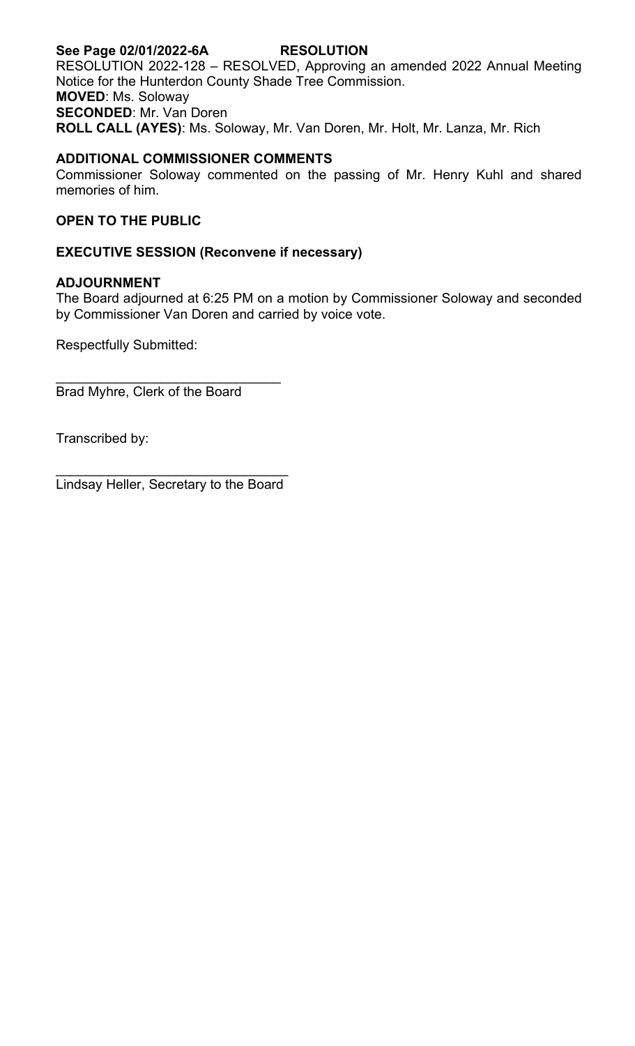**See Page 02/01/2022-6A RESOLUTION**

RESOLUTION 2022-128 – RESOLVED, Approving an amended 2022 Annual Meeting Notice for the Hunterdon County Shade Tree Commission.

**MOVED**: Ms. Soloway

**SECONDED**: Mr. Van Doren

**ROLL CALL (AYES)**: Ms. Soloway, Mr. Van Doren, Mr. Holt, Mr. Lanza, Mr. Rich

**ADDITIONAL COMMISSIONER COMMENTS**

Commissioner Soloway commented on the passing of Mr. Henry Kuhl and shared memories of him.

**OPEN TO THE PUBLIC**

**EXECUTIVE SESSION (Reconvene if necessary)**

**ADJOURNMENT**

The Board adjourned at 6:25 PM on a motion by Commissioner Soloway and seconded by Commissioner Van Doren and carried by voice vote.

Respectfully Submitted:

______________________________
Brad Myhre, Clerk of the Board

Transcribed by:

______________________________
Lindsay Heller, Secretary to the Board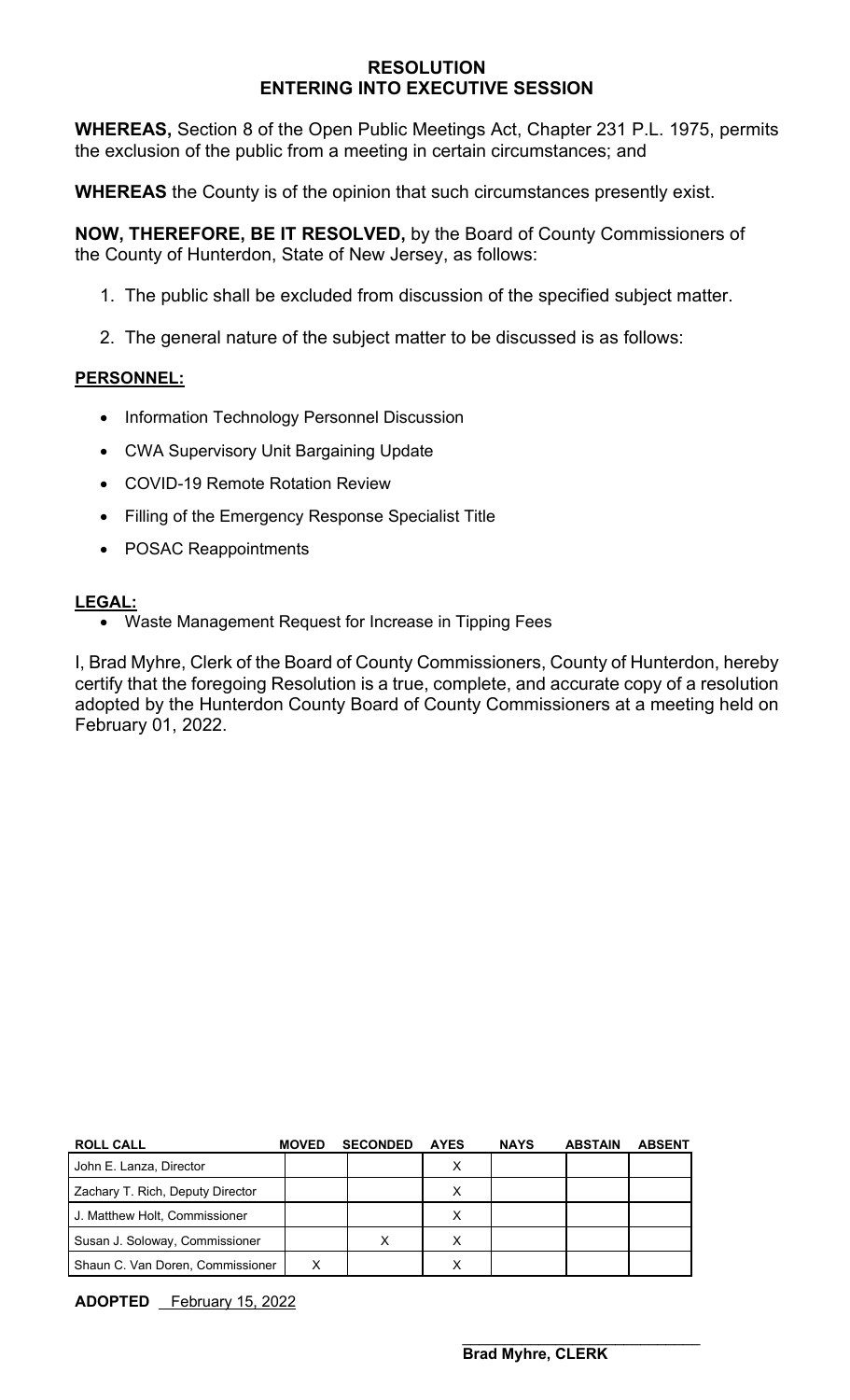# RESOLUTION
# ENTERING INTO EXECUTIVE SESSION

**WHEREAS,** Section 8 of the Open Public Meetings Act, Chapter 231 P.L. 1975, permits the exclusion of the public from a meeting in certain circumstances; and

**WHEREAS** the County is of the opinion that such circumstances presently exist.

**NOW, THEREFORE, BE IT RESOLVED,** by the Board of County Commissioners of the County of Hunterdon, State of New Jersey, as follows:

1. The public shall be excluded from discussion of the specified subject matter.
2. The general nature of the subject matter to be discussed is as follows:

**PERSONNEL:**

- Information Technology Personnel Discussion
- CWA Supervisory Unit Bargaining Update
- COVID-19 Remote Rotation Review
- Filling of the Emergency Response Specialist Title
- POSAC Reappointments

**LEGAL:**

- Waste Management Request for Increase in Tipping Fees

I, Brad Myhre, Clerk of the Board of County Commissioners, County of Hunterdon, hereby certify that the foregoing Resolution is a true, complete, and accurate copy of a resolution adopted by the Hunterdon County Board of County Commissioners at a meeting held on February 01, 2022.

| ROLL CALL | MOVED | SECONDED | AYES | NAYS | ABSTAIN | ABSENT |
|---|---|---|---|---|---|---|
| John E. Lanza, Director | | | X | | | |
| Zachary T. Rich, Deputy Director | | | X | | | |
| J. Matthew Holt, Commissioner | | | X | | | |
| Susan J. Soloway, Commissioner | | X | X | | | |
| Shaun C. Van Doren, Commissioner | X | | X | | | |

**ADOPTED** February 15, 2022

\_\_\_\_\_\_\_\_\_\_\_\_\_\_\_\_\_\_\_\_\_\_\_\_\_\_\_\_
**Brad Myhre, CLERK**